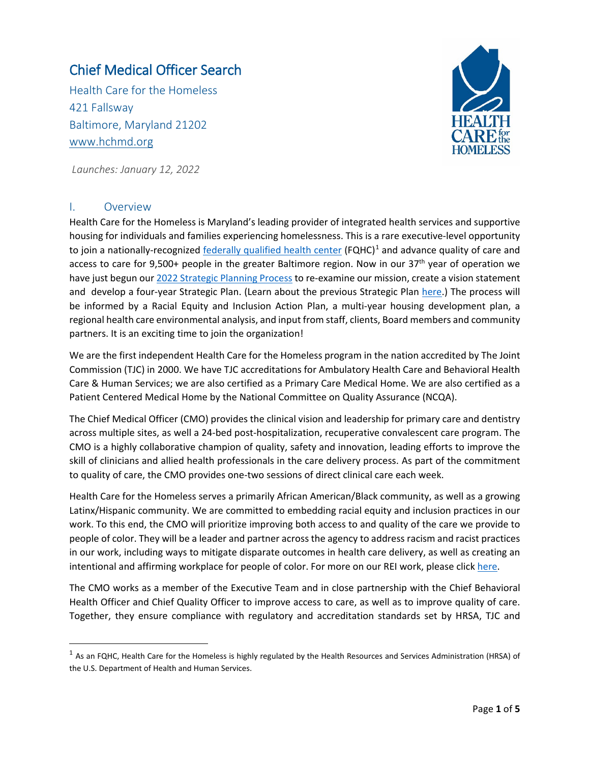# Chief Medical Officer Search

Health Care for the Homeless
421 Fallsway
Baltimore, Maryland 21202
www.hchmd.org

*Launches: January 12, 2022*

## I. Overview

Health Care for the Homeless is Maryland's leading provider of integrated health services and supportive housing for individuals and families experiencing homelessness. This is a rare executive-level opportunity to join a nationally-recognized federally qualified health center (FQHC)[1] and advance quality of care and access to care for 9,500+ people in the greater Baltimore region. Now in our 37th year of operation we have just begun our 2022 Strategic Planning Process to re-examine our mission, create a vision statement and develop a four-year Strategic Plan. (Learn about the previous Strategic Plan here.) The process will be informed by a Racial Equity and Inclusion Action Plan, a multi-year housing development plan, a regional health care environmental analysis, and input from staff, clients, Board members and community partners. It is an exciting time to join the organization!

We are the first independent Health Care for the Homeless program in the nation accredited by The Joint Commission (TJC) in 2000. We have TJC accreditations for Ambulatory Health Care and Behavioral Health Care & Human Services; we are also certified as a Primary Care Medical Home. We are also certified as a Patient Centered Medical Home by the National Committee on Quality Assurance (NCQA).

The Chief Medical Officer (CMO) provides the clinical vision and leadership for primary care and dentistry across multiple sites, as well a 24-bed post-hospitalization, recuperative convalescent care program. The CMO is a highly collaborative champion of quality, safety and innovation, leading efforts to improve the skill of clinicians and allied health professionals in the care delivery process. As part of the commitment to quality of care, the CMO provides one-two sessions of direct clinical care each week.

Health Care for the Homeless serves a primarily African American/Black community, as well as a growing Latinx/Hispanic community. We are committed to embedding racial equity and inclusion practices in our work. To this end, the CMO will prioritize improving both access to and quality of the care we provide to people of color. They will be a leader and partner across the agency to address racism and racist practices in our work, including ways to mitigate disparate outcomes in health care delivery, as well as creating an intentional and affirming workplace for people of color. For more on our REI work, please click here.

The CMO works as a member of the Executive Team and in close partnership with the Chief Behavioral Health Officer and Chief Quality Officer to improve access to care, as well as to improve quality of care. Together, they ensure compliance with regulatory and accreditation standards set by HRSA, TJC and

---

[1] As an FQHC, Health Care for the Homeless is highly regulated by the Health Resources and Services Administration (HRSA) of the U.S. Department of Health and Human Services.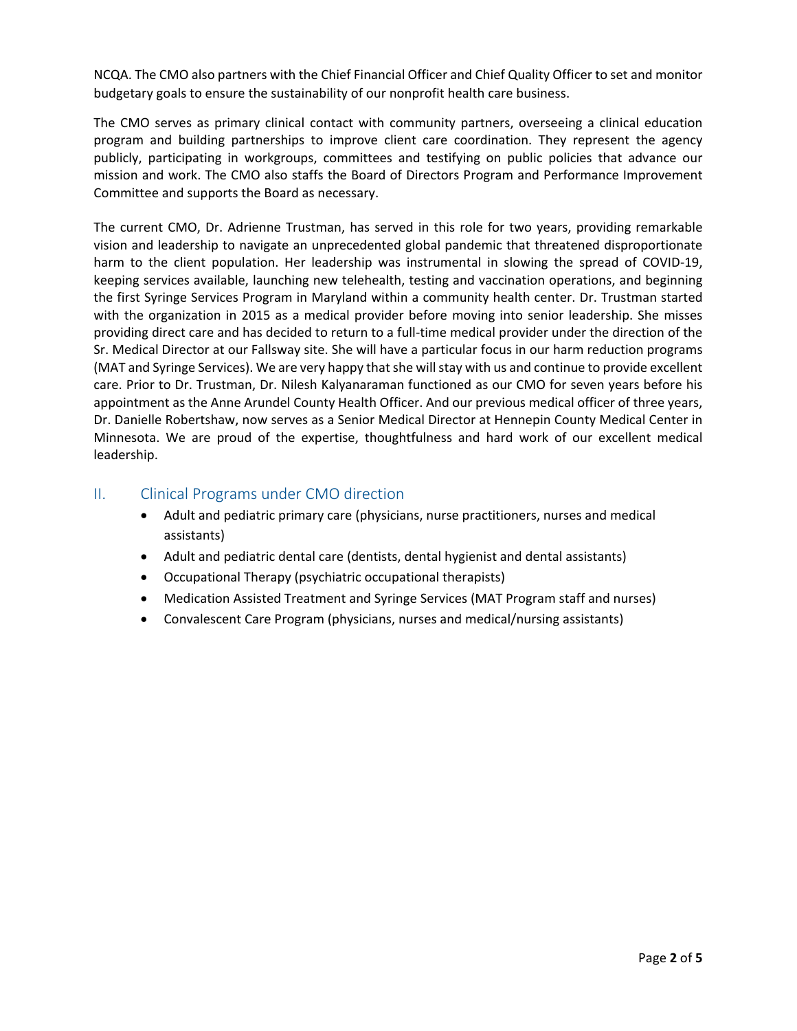NCQA. The CMO also partners with the Chief Financial Officer and Chief Quality Officer to set and monitor budgetary goals to ensure the sustainability of our nonprofit health care business.

The CMO serves as primary clinical contact with community partners, overseeing a clinical education program and building partnerships to improve client care coordination. They represent the agency publicly, participating in workgroups, committees and testifying on public policies that advance our mission and work. The CMO also staffs the Board of Directors Program and Performance Improvement Committee and supports the Board as necessary.

The current CMO, Dr. Adrienne Trustman, has served in this role for two years, providing remarkable vision and leadership to navigate an unprecedented global pandemic that threatened disproportionate harm to the client population. Her leadership was instrumental in slowing the spread of COVID-19, keeping services available, launching new telehealth, testing and vaccination operations, and beginning the first Syringe Services Program in Maryland within a community health center. Dr. Trustman started with the organization in 2015 as a medical provider before moving into senior leadership. She misses providing direct care and has decided to return to a full-time medical provider under the direction of the Sr. Medical Director at our Fallsway site. She will have a particular focus in our harm reduction programs (MAT and Syringe Services). We are very happy that she will stay with us and continue to provide excellent care. Prior to Dr. Trustman, Dr. Nilesh Kalyanaraman functioned as our CMO for seven years before his appointment as the Anne Arundel County Health Officer. And our previous medical officer of three years, Dr. Danielle Robertshaw, now serves as a Senior Medical Director at Hennepin County Medical Center in Minnesota. We are proud of the expertise, thoughtfulness and hard work of our excellent medical leadership.

## II. Clinical Programs under CMO direction

- Adult and pediatric primary care (physicians, nurse practitioners, nurses and medical assistants)
- Adult and pediatric dental care (dentists, dental hygienist and dental assistants)
- Occupational Therapy (psychiatric occupational therapists)
- Medication Assisted Treatment and Syringe Services (MAT Program staff and nurses)
- Convalescent Care Program (physicians, nurses and medical/nursing assistants)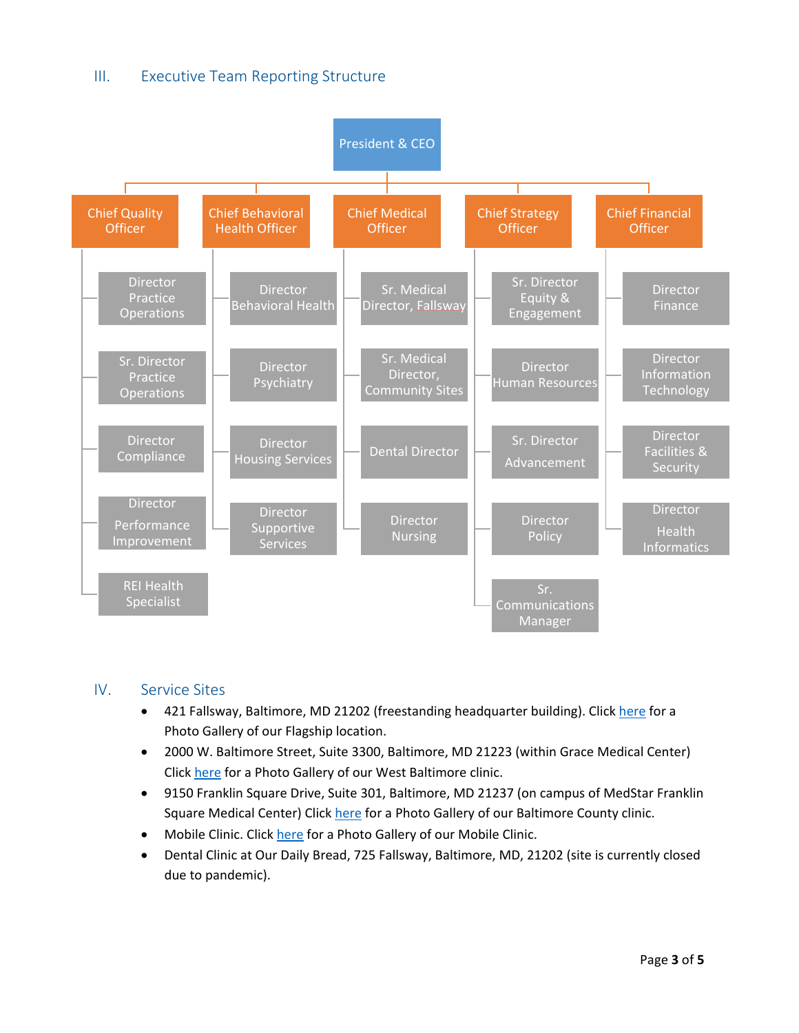## III. Executive Team Reporting Structure

- **President & CEO**
  - **Chief Quality Officer**
    - Director Practice Operations
    - Sr. Director Practice Operations
    - Director Compliance
    - Director Performance Improvement
    - REI Health Specialist
  - **Chief Behavioral Health Officer**
    - Director Behavioral Health
    - Director Psychiatry
    - Director Housing Services
    - Director Supportive Services
  - **Chief Medical Officer**
    - Sr. Medical Director, Fallsway
    - Sr. Medical Director, Community Sites
    - Dental Director
    - Director Nursing
  - **Chief Strategy Officer**
    - Sr. Director Equity & Engagement
    - Director Human Resources
    - Sr. Director Advancement
    - Director Policy
    - Sr. Communications Manager
  - **Chief Financial Officer**
    - Director Finance
    - Director Information Technology
    - Director Facilities & Security
    - Director Health Informatics

## IV. Service Sites

- 421 Fallsway, Baltimore, MD 21202 (freestanding headquarter building). Click here for a Photo Gallery of our Flagship location.
- 2000 W. Baltimore Street, Suite 3300, Baltimore, MD 21223 (within Grace Medical Center) Click here for a Photo Gallery of our West Baltimore clinic.
- 9150 Franklin Square Drive, Suite 301, Baltimore, MD 21237 (on campus of MedStar Franklin Square Medical Center) Click here for a Photo Gallery of our Baltimore County clinic.
- Mobile Clinic. Click here for a Photo Gallery of our Mobile Clinic.
- Dental Clinic at Our Daily Bread, 725 Fallsway, Baltimore, MD, 21202 (site is currently closed due to pandemic).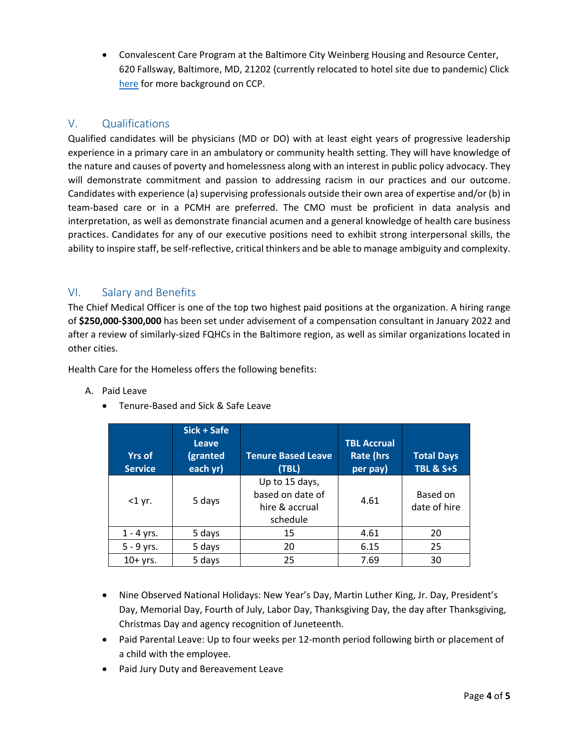- Convalescent Care Program at the Baltimore City Weinberg Housing and Resource Center, 620 Fallsway, Baltimore, MD, 21202 (currently relocated to hotel site due to pandemic) Click here for more background on CCP.

## V. Qualifications

Qualified candidates will be physicians (MD or DO) with at least eight years of progressive leadership experience in a primary care in an ambulatory or community health setting. They will have knowledge of the nature and causes of poverty and homelessness along with an interest in public policy advocacy. They will demonstrate commitment and passion to addressing racism in our practices and our outcome. Candidates with experience (a) supervising professionals outside their own area of expertise and/or (b) in team-based care or in a PCMH are preferred. The CMO must be proficient in data analysis and interpretation, as well as demonstrate financial acumen and a general knowledge of health care business practices. Candidates for any of our executive positions need to exhibit strong interpersonal skills, the ability to inspire staff, be self-reflective, critical thinkers and be able to manage ambiguity and complexity.

## VI. Salary and Benefits

The Chief Medical Officer is one of the top two highest paid positions at the organization. A hiring range of **$250,000-$300,000** has been set under advisement of a compensation consultant in January 2022 and after a review of similarly-sized FQHCs in the Baltimore region, as well as similar organizations located in other cities.

Health Care for the Homeless offers the following benefits:

A. Paid Leave

- Tenure-Based and Sick & Safe Leave

| Yrs of Service | Sick + Safe Leave (granted each yr) | Tenure Based Leave (TBL) | TBL Accrual Rate (hrs per pay) | Total Days TBL & S+S |
|---|---|---|---|---|
| <1 yr. | 5 days | Up to 15 days, based on date of hire & accrual schedule | 4.61 | Based on date of hire |
| 1 - 4 yrs. | 5 days | 15 | 4.61 | 20 |
| 5 - 9 yrs. | 5 days | 20 | 6.15 | 25 |
| 10+ yrs. | 5 days | 25 | 7.69 | 30 |

- Nine Observed National Holidays: New Year's Day, Martin Luther King, Jr. Day, President's Day, Memorial Day, Fourth of July, Labor Day, Thanksgiving Day, the day after Thanksgiving, Christmas Day and agency recognition of Juneteenth.
- Paid Parental Leave: Up to four weeks per 12-month period following birth or placement of a child with the employee.
- Paid Jury Duty and Bereavement Leave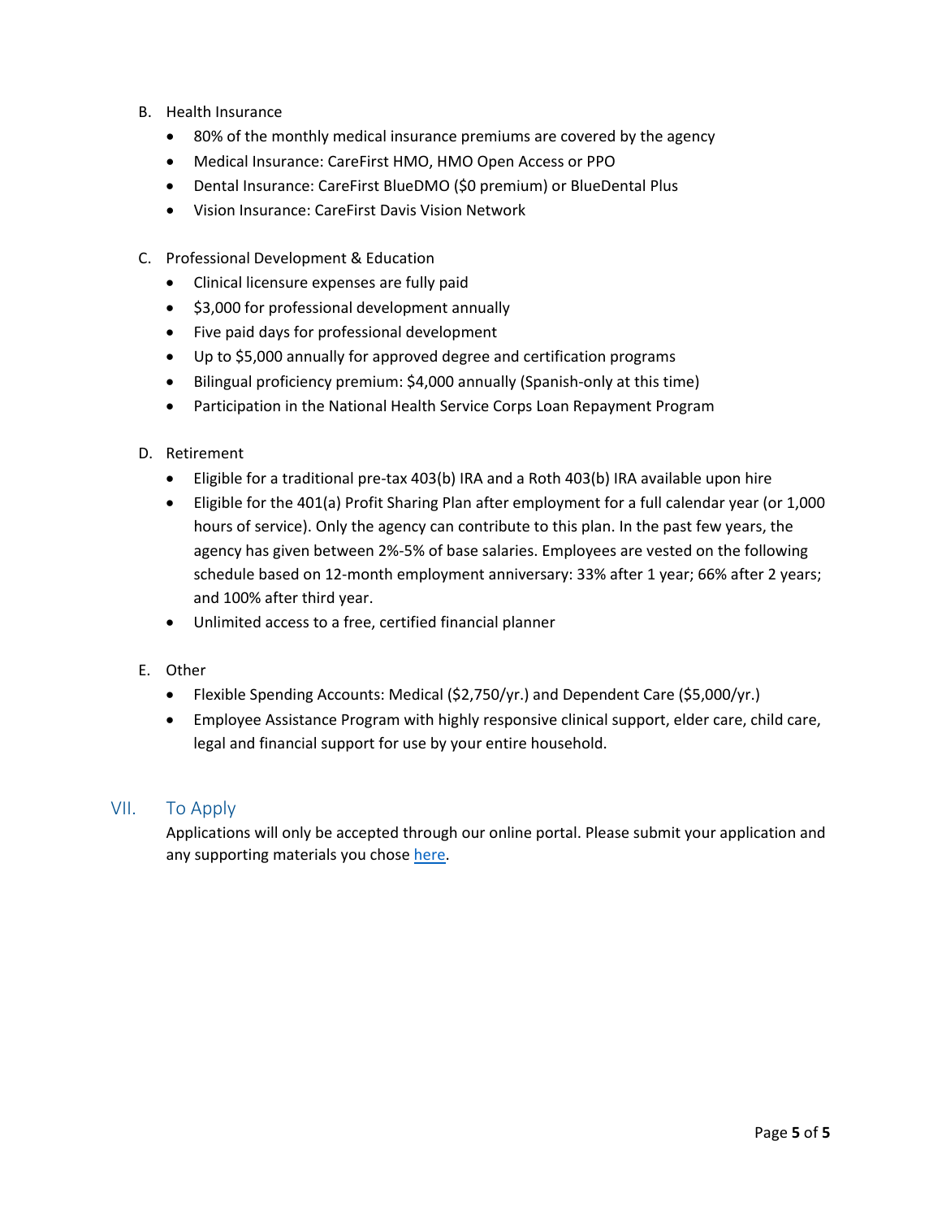B. Health Insurance

- 80% of the monthly medical insurance premiums are covered by the agency
- Medical Insurance: CareFirst HMO, HMO Open Access or PPO
- Dental Insurance: CareFirst BlueDMO ($0 premium) or BlueDental Plus
- Vision Insurance: CareFirst Davis Vision Network

C. Professional Development & Education

- Clinical licensure expenses are fully paid
- $3,000 for professional development annually
- Five paid days for professional development
- Up to $5,000 annually for approved degree and certification programs
- Bilingual proficiency premium: $4,000 annually (Spanish-only at this time)
- Participation in the National Health Service Corps Loan Repayment Program

D. Retirement

- Eligible for a traditional pre-tax 403(b) IRA and a Roth 403(b) IRA available upon hire
- Eligible for the 401(a) Profit Sharing Plan after employment for a full calendar year (or 1,000 hours of service). Only the agency can contribute to this plan. In the past few years, the agency has given between 2%-5% of base salaries. Employees are vested on the following schedule based on 12-month employment anniversary: 33% after 1 year; 66% after 2 years; and 100% after third year.
- Unlimited access to a free, certified financial planner

E. Other

- Flexible Spending Accounts: Medical ($2,750/yr.) and Dependent Care ($5,000/yr.)
- Employee Assistance Program with highly responsive clinical support, elder care, child care, legal and financial support for use by your entire household.

## VII. To Apply

Applications will only be accepted through our online portal. Please submit your application and any supporting materials you chose here.